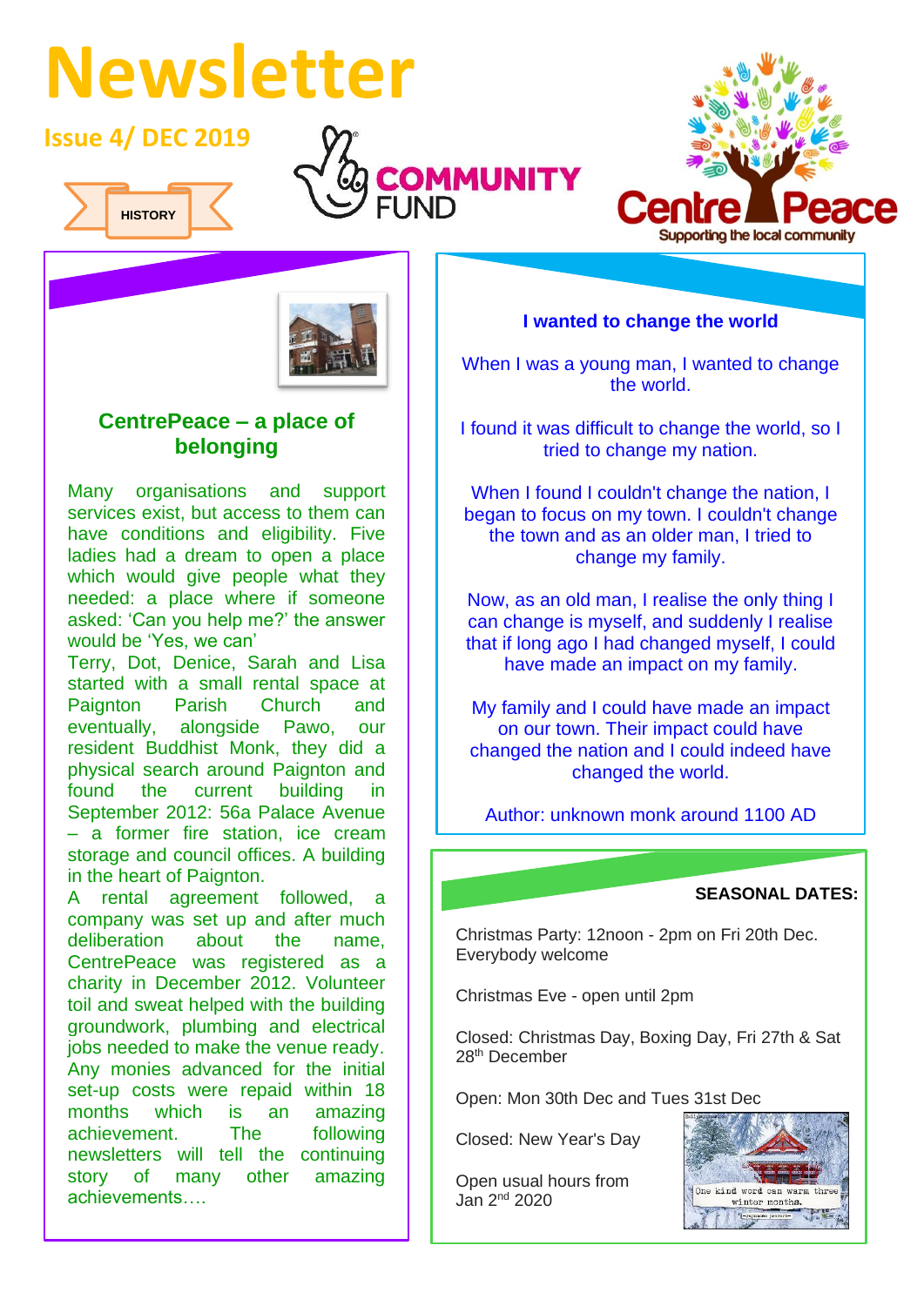# Newsletter

**Issue 4/ DEC 2019**

HISTORY

COMMUNITY FUND

Centre Peace
Supporting the local community

## CentrePeace – a place of belonging

Many organisations and support services exist, but access to them can have conditions and eligibility. Five ladies had a dream to open a place which would give people what they needed: a place where if someone asked: 'Can you help me?' the answer would be 'Yes, we can'

Terry, Dot, Denice, Sarah and Lisa started with a small rental space at Paignton Parish Church and eventually, alongside Pawo, our resident Buddhist Monk, they did a physical search around Paignton and found the current building in September 2012: 56a Palace Avenue – a former fire station, ice cream storage and council offices. A building in the heart of Paignton.

A rental agreement followed, a company was set up and after much deliberation about the name, CentrePeace was registered as a charity in December 2012. Volunteer toil and sweat helped with the building groundwork, plumbing and electrical jobs needed to make the venue ready. Any monies advanced for the initial set-up costs were repaid within 18 months which is an amazing achievement. The following newsletters will tell the continuing story of many other amazing achievements….

### I wanted to change the world

When I was a young man, I wanted to change the world.

I found it was difficult to change the world, so I tried to change my nation.

When I found I couldn't change the nation, I began to focus on my town. I couldn't change the town and as an older man, I tried to change my family.

Now, as an old man, I realise the only thing I can change is myself, and suddenly I realise that if long ago I had changed myself, I could have made an impact on my family.

My family and I could have made an impact on our town. Their impact could have changed the nation and I could indeed have changed the world.

Author: unknown monk around 1100 AD

### SEASONAL DATES:

Christmas Party: 12noon - 2pm on Fri 20th Dec. Everybody welcome

Christmas Eve - open until 2pm

Closed: Christmas Day, Boxing Day, Fri 27th & Sat 28th December

Open: Mon 30th Dec and Tues 31st Dec

Closed: New Year's Day

Open usual hours from Jan 2nd 2020

One kind word can warm three winter months.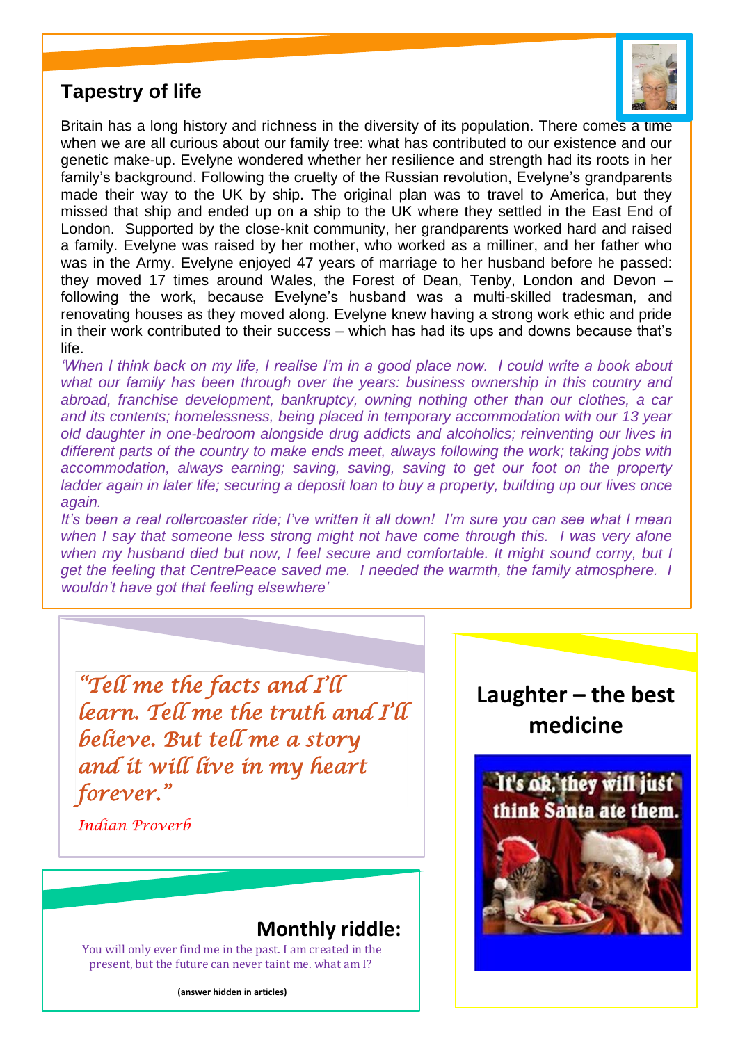## Tapestry of life

Britain has a long history and richness in the diversity of its population. There comes a time when we are all curious about our family tree: what has contributed to our existence and our genetic make-up. Evelyne wondered whether her resilience and strength had its roots in her family's background. Following the cruelty of the Russian revolution, Evelyne's grandparents made their way to the UK by ship. The original plan was to travel to America, but they missed that ship and ended up on a ship to the UK where they settled in the East End of London. Supported by the close-knit community, her grandparents worked hard and raised a family. Evelyne was raised by her mother, who worked as a milliner, and her father who was in the Army. Evelyne enjoyed 47 years of marriage to her husband before he passed: they moved 17 times around Wales, the Forest of Dean, Tenby, London and Devon – following the work, because Evelyne's husband was a multi-skilled tradesman, and renovating houses as they moved along. Evelyne knew having a strong work ethic and pride in their work contributed to their success – which has had its ups and downs because that's life.

*'When I think back on my life, I realise I'm in a good place now. I could write a book about what our family has been through over the years: business ownership in this country and abroad, franchise development, bankruptcy, owning nothing other than our clothes, a car and its contents; homelessness, being placed in temporary accommodation with our 13 year old daughter in one-bedroom alongside drug addicts and alcoholics; reinventing our lives in different parts of the country to make ends meet, always following the work; taking jobs with accommodation, always earning; saving, saving, saving to get our foot on the property ladder again in later life; securing a deposit loan to buy a property, building up our lives once again.*

*It's been a real rollercoaster ride; I've written it all down! I'm sure you can see what I mean when I say that someone less strong might not have come through this. I was very alone when my husband died but now, I feel secure and comfortable. It might sound corny, but I get the feeling that CentrePeace saved me. I needed the warmth, the family atmosphere. I wouldn't have got that feeling elsewhere'*

*"Tell me the facts and I'll learn. Tell me the truth and I'll believe. But tell me a story and it will live in my heart forever."*

*Indian Proverb*

## Laughter – the best medicine

It's ok, they will just think Santa ate them.

## Monthly riddle:

You will only ever find me in the past. I am created in the present, but the future can never taint me. what am I?

**(answer hidden in articles)**